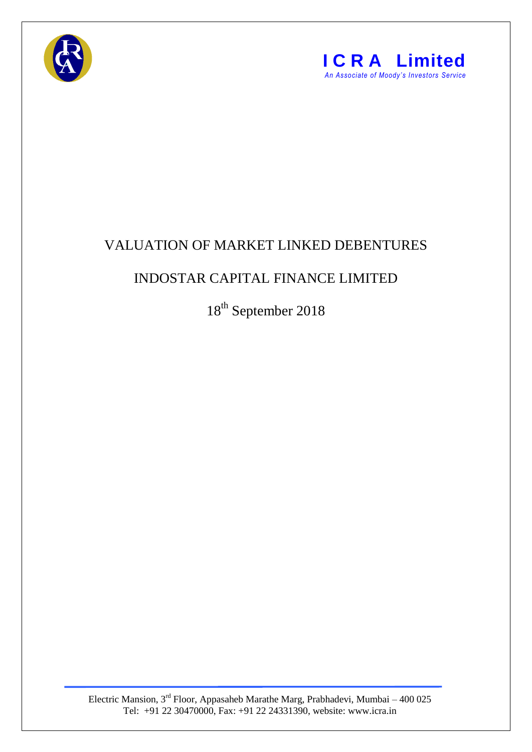**ICRA Limited**

*An Associate of Moody's Investors Service*

# VALUATION OF MARKET LINKED DEBENTURES

## INDOSTAR CAPITAL FINANCE LIMITED

18th September 2018

Electric Mansion, 3rd Floor, Appasaheb Marathe Marg, Prabhadevi, Mumbai – 400 025
Tel: +91 22 30470000, Fax: +91 22 24331390, website: www.icra.in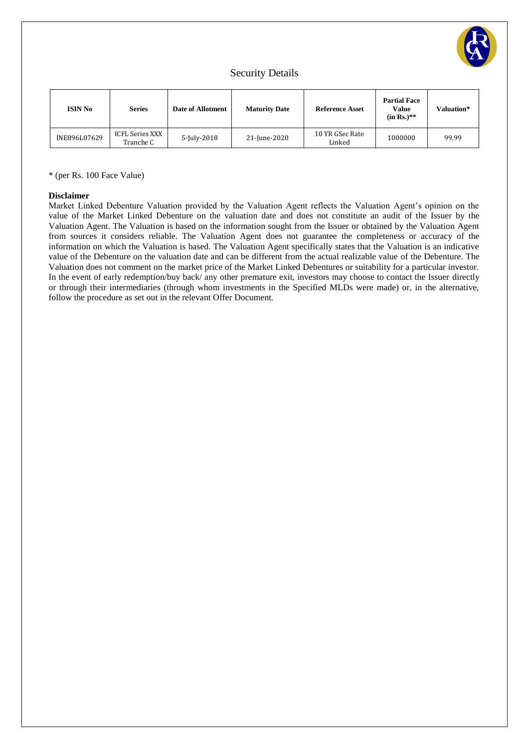## Security Details

| ISIN No | Series | Date of Allotment | Maturity Date | Reference Asset | Partial Face Value (in Rs.)** | Valuation* |
|---|---|---|---|---|---|---|
| INE896L07629 | ICFL Series XXX Tranche C | 5-July-2018 | 21-June-2020 | 10 YR GSec Rate Linked | 1000000 | 99.99 |

* (per Rs. 100 Face Value)

**Disclaimer**

Market Linked Debenture Valuation provided by the Valuation Agent reflects the Valuation Agent's opinion on the value of the Market Linked Debenture on the valuation date and does not constitute an audit of the Issuer by the Valuation Agent. The Valuation is based on the information sought from the Issuer or obtained by the Valuation Agent from sources it considers reliable. The Valuation Agent does not guarantee the completeness or accuracy of the information on which the Valuation is based. The Valuation Agent specifically states that the Valuation is an indicative value of the Debenture on the valuation date and can be different from the actual realizable value of the Debenture. The Valuation does not comment on the market price of the Market Linked Debentures or suitability for a particular investor. In the event of early redemption/buy back/ any other premature exit, investors may choose to contact the Issuer directly or through their intermediaries (through whom investments in the Specified MLDs were made) or, in the alternative, follow the procedure as set out in the relevant Offer Document.